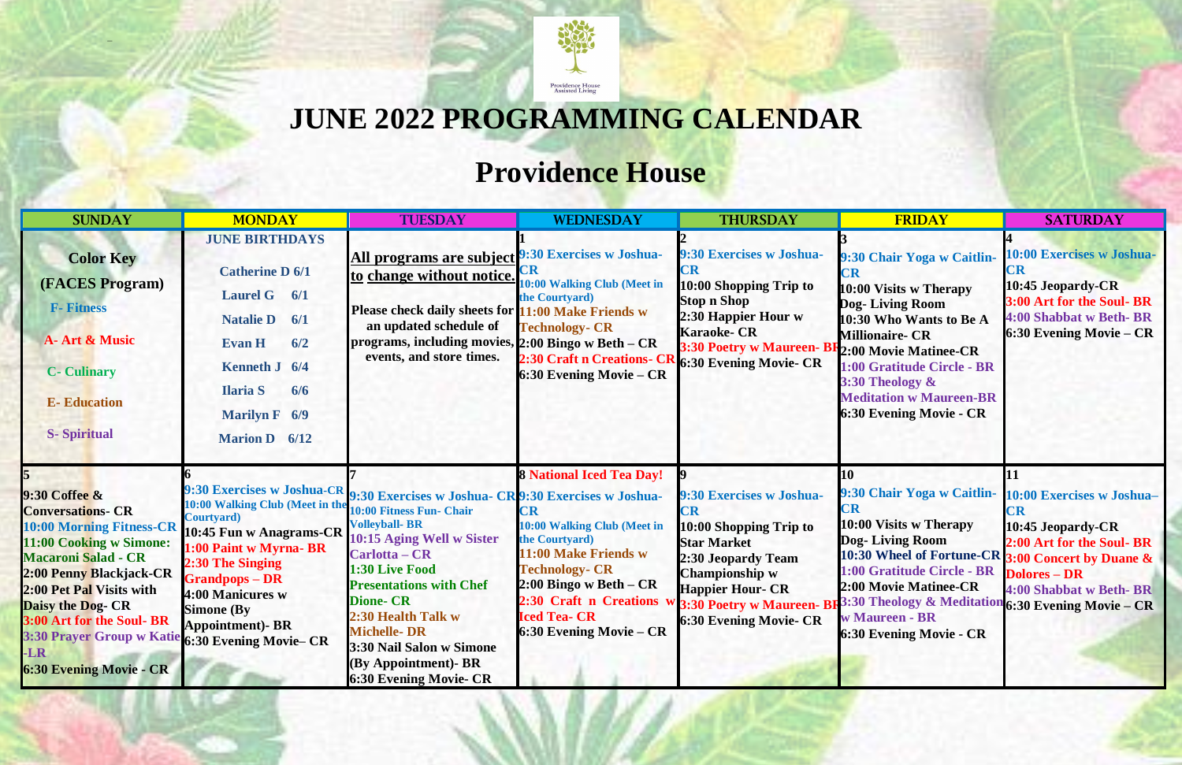Providence House Assisted Living

# JUNE 2022 PROGRAMMING CALENDAR

# Providence House

| SUNDAY | MONDAY | TUESDAY | WEDNESDAY | THURSDAY | FRIDAY | SATURDAY |
|---|---|---|---|---|---|---|
| **Color Key (FACES Program)**<br>F- Fitness<br>A- Art & Music<br>C- Culinary<br>E- Education<br>S- Spiritual | **JUNE BIRTHDAYS**<br>Catherine D 6/1<br>Laurel G 6/1<br>Natalie D 6/1<br>Evan H 6/2<br>Kenneth J 6/4<br>Ilaria S 6/6<br>Marilyn F 6/9<br>Marion D 6/12 | **All programs are subject to change without notice.**<br>Please check daily sheets for an updated schedule of programs, including movies, events, and store times. | **1**<br>9:30 Exercises w Joshua- CR<br>10:00 Walking Club (Meet in the Courtyard)<br>11:00 Make Friends w Technology- CR<br>2:00 Bingo w Beth – CR<br>2:30 Craft n Creations- CR<br>6:30 Evening Movie – CR | **2**<br>9:30 Exercises w Joshua- CR<br>10:00 Shopping Trip to Stop n Shop<br>2:30 Happier Hour w Karaoke- CR<br>3:30 Poetry w Maureen- BR<br>6:30 Evening Movie- CR | **3**<br>9:30 Chair Yoga w Caitlin- CR<br>10:00 Visits w Therapy Dog- Living Room<br>10:30 Who Wants to Be A Millionaire- CR<br>2:00 Movie Matinee-CR<br>1:00 Gratitude Circle - BR<br>3:30 Theology & Meditation w Maureen-BR<br>6:30 Evening Movie - CR | **4**<br>10:00 Exercises w Joshua- CR<br>10:45 Jeopardy-CR<br>3:00 Art for the Soul- BR<br>4:00 Shabbat w Beth- BR<br>6:30 Evening Movie – CR |
| **5**<br>9:30 Coffee & Conversations- CR<br>10:00 Morning Fitness-CR<br>11:00 Cooking w Simone: Macaroni Salad - CR<br>2:00 Penny Blackjack-CR<br>2:00 Pet Pal Visits with Daisy the Dog- CR<br>3:00 Art for the Soul- BR<br>3:30 Prayer Group w Katie -LR<br>6:30 Evening Movie - CR | **6**<br>9:30 Exercises w Joshua-CR<br>10:00 Walking Club (Meet in the Courtyard)<br>10:45 Fun w Anagrams-CR<br>1:00 Paint w Myrna- BR<br>2:30 The Singing Grandpops – DR<br>4:00 Manicures w Simone (By Appointment)- BR<br>6:30 Evening Movie– CR | **7**<br>9:30 Exercises w Joshua- CR<br>10:00 Fitness Fun- Chair Volleyball- BR<br>10:15 Aging Well w Sister Carlotta – CR<br>1:30 Live Food Presentations with Chef Dione- CR<br>2:30 Health Talk w Michelle- DR<br>3:30 Nail Salon w Simone (By Appointment)- BR<br>6:30 Evening Movie- CR | **8** National Iced Tea Day!<br>9:30 Exercises w Joshua- CR<br>10:00 Walking Club (Meet in the Courtyard)<br>11:00 Make Friends w Technology- CR<br>2:00 Bingo w Beth – CR<br>2:30 Craft n Creations w Iced Tea- CR<br>6:30 Evening Movie – CR | **9**<br>9:30 Exercises w Joshua- CR<br>10:00 Shopping Trip to Star Market<br>2:30 Jeopardy Team Championship w Happier Hour- CR<br>3:30 Poetry w Maureen- BR<br>6:30 Evening Movie- CR | **10**<br>9:30 Chair Yoga w Caitlin- CR<br>10:00 Visits w Therapy Dog- Living Room<br>10:30 Wheel of Fortune-CR<br>1:00 Gratitude Circle - BR<br>2:00 Movie Matinee-CR<br>3:30 Theology & Meditation w Maureen - BR<br>6:30 Evening Movie - CR | **11**<br>10:00 Exercises w Joshua– CR<br>10:45 Jeopardy-CR<br>2:00 Art for the Soul- BR<br>3:00 Concert by Duane & Dolores – DR<br>4:00 Shabbat w Beth- BR<br>6:30 Evening Movie – CR |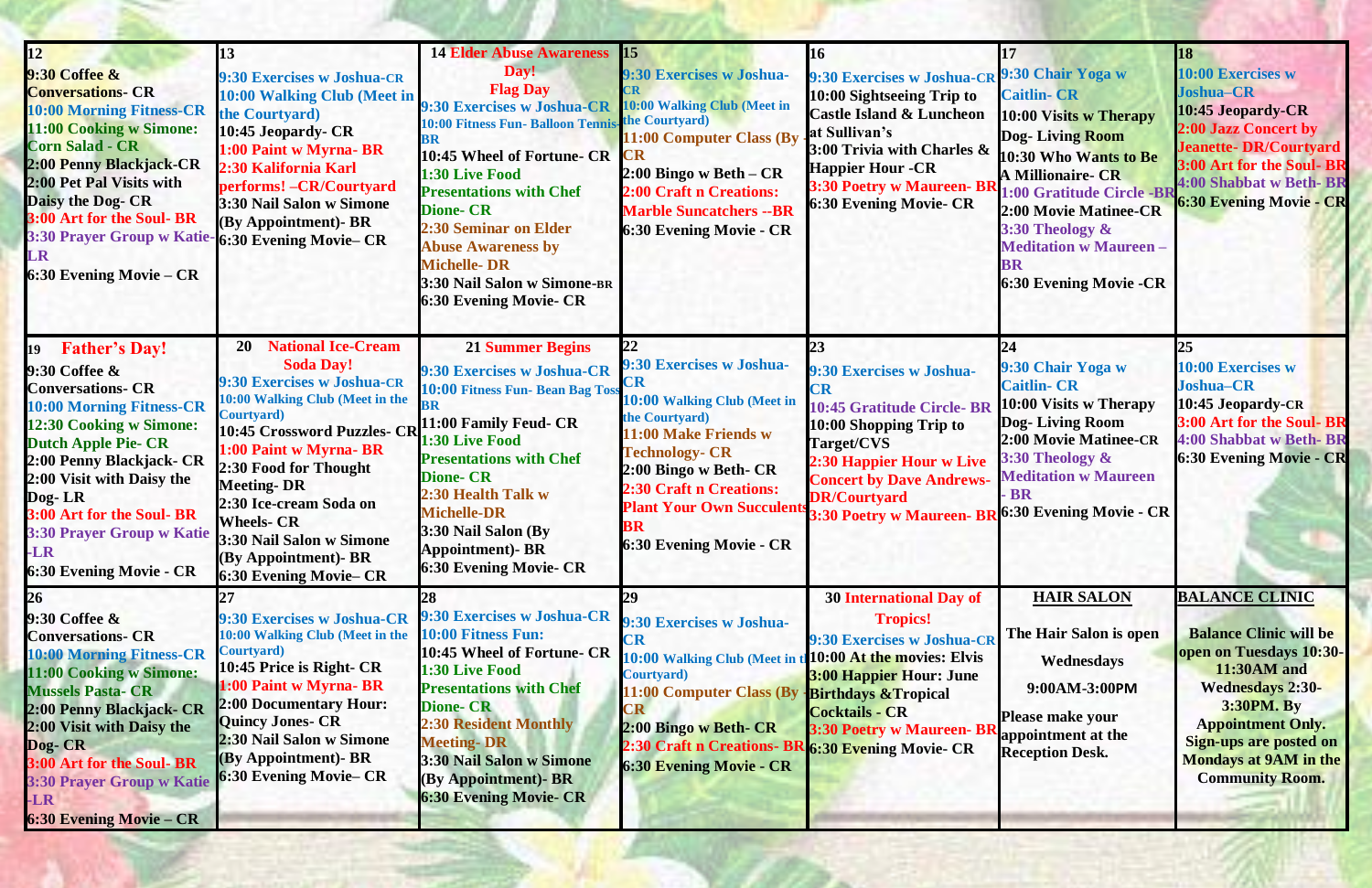| | | | | | | |
|---|---|---|---|---|---|---|
| 12<br>9:30 Coffee & Conversations- CR<br>10:00 Morning Fitness-CR<br>11:00 Cooking w Simone: Corn Salad - CR<br>2:00 Penny Blackjack-CR<br>2:00 Pet Pal Visits with Daisy the Dog- CR<br>3:00 Art for the Soul- BR<br>3:30 Prayer Group w Katie-LR<br>6:30 Evening Movie – CR | 13<br>9:30 Exercises w Joshua-CR<br>10:00 Walking Club (Meet in the Courtyard)<br>10:45 Jeopardy- CR<br>1:00 Paint w Myrna- BR<br>2:30 Kalifornia Karl performs! –CR/Courtyard<br>3:30 Nail Salon w Simone (By Appointment)- BR<br>6:30 Evening Movie– CR | 14 Elder Abuse Awareness Day!<br>Flag Day<br>9:30 Exercises w Joshua-CR<br>10:00 Fitness Fun- Balloon Tennis-BR<br>10:45 Wheel of Fortune- CR<br>1:30 Live Food Presentations with Chef Dione- CR<br>2:30 Seminar on Elder Abuse Awareness by Michelle- DR<br>3:30 Nail Salon w Simone-BR<br>6:30 Evening Movie- CR | 15<br>9:30 Exercises w Joshua-CR<br>10:00 Walking Club (Meet in the Courtyard)<br>11:00 Computer Class (By CR<br>2:00 Bingo w Beth – CR<br>2:00 Craft n Creations: Marble Suncatchers --BR<br>6:30 Evening Movie - CR | 16<br>9:30 Exercises w Joshua-CR<br>10:00 Sightseeing Trip to Castle Island & Luncheon at Sullivan's<br>3:00 Trivia with Charles & Happier Hour -CR<br>3:30 Poetry w Maureen- BR<br>6:30 Evening Movie- CR | 17<br>9:30 Chair Yoga w Caitlin- CR<br>10:00 Visits w Therapy Dog- Living Room<br>10:30 Who Wants to Be A Millionaire- CR<br>1:00 Gratitude Circle -BR<br>2:00 Movie Matinee-CR<br>3:30 Theology & Meditation w Maureen –BR<br>6:30 Evening Movie -CR | 18<br>10:00 Exercises w Joshua–CR<br>10:45 Jeopardy-CR<br>2:00 Jazz Concert by Jeanette- DR/Courtyard<br>3:00 Art for the Soul- BR<br>4:00 Shabbat w Beth- BR<br>6:30 Evening Movie - CR |
| 19 Father's Day!<br>9:30 Coffee & Conversations- CR<br>10:00 Morning Fitness-CR<br>12:30 Cooking w Simone: Dutch Apple Pie- CR<br>2:00 Penny Blackjack- CR<br>2:00 Visit with Daisy the Dog- LR<br>3:00 Art for the Soul- BR<br>3:30 Prayer Group w Katie -LR<br>6:30 Evening Movie - CR | 20 National Ice-Cream Soda Day!<br>9:30 Exercises w Joshua-CR<br>10:00 Walking Club (Meet in the Courtyard)<br>10:45 Crossword Puzzles- CR<br>1:00 Paint w Myrna- BR<br>2:30 Food for Thought Meeting- DR<br>2:30 Ice-cream Soda on Wheels- CR<br>3:30 Nail Salon w Simone (By Appointment)- BR<br>6:30 Evening Movie– CR | 21 Summer Begins<br>9:30 Exercises w Joshua-CR<br>10:00 Fitness Fun- Bean Bag Toss BR<br>11:00 Family Feud- CR<br>1:30 Live Food Presentations with Chef Dione- CR<br>2:30 Health Talk w Michelle-DR<br>3:30 Nail Salon (By Appointment)- BR<br>6:30 Evening Movie- CR | 22<br>9:30 Exercises w Joshua-CR<br>10:00 Walking Club (Meet in the Courtyard)<br>11:00 Make Friends w Technology- CR<br>2:00 Bingo w Beth- CR<br>2:30 Craft n Creations: Plant Your Own Succulents BR<br>6:30 Evening Movie - CR | 23<br>9:30 Exercises w Joshua-CR<br>10:45 Gratitude Circle- BR<br>10:00 Shopping Trip to Target/CVS<br>2:30 Happier Hour w Live Concert by Dave Andrews-DR/Courtyard<br>3:30 Poetry w Maureen- BR | 24<br>9:30 Chair Yoga w Caitlin- CR<br>10:00 Visits w Therapy Dog- Living Room<br>10:00 Visits w Therapy Dog- Living Room<br>3:30 Theology & Meditation w Maureen - BR<br>6:30 Evening Movie - CR | 25<br>10:00 Exercises w Joshua–CR<br>10:45 Jeopardy-CR<br>3:00 Art for the Soul- BR<br>4:00 Shabbat w Beth- BR<br>6:30 Evening Movie - CR |
| 26<br>9:30 Coffee & Conversations- CR<br>10:00 Morning Fitness-CR<br>11:00 Cooking w Simone: Mussels Pasta- CR<br>2:00 Penny Blackjack- CR<br>2:00 Visit with Daisy the Dog- CR<br>3:00 Art for the Soul- BR<br>3:30 Prayer Group w Katie -LR<br>6:30 Evening Movie – CR | 27<br>9:30 Exercises w Joshua-CR<br>10:00 Walking Club (Meet in the Courtyard)<br>10:45 Price is Right- CR<br>1:00 Paint w Myrna- BR<br>2:00 Documentary Hour: Quincy Jones- CR<br>2:30 Nail Salon w Simone (By Appointment)- BR<br>6:30 Evening Movie– CR | 28<br>9:30 Exercises w Joshua-CR<br>10:00 Fitness Fun:<br>10:45 Wheel of Fortune- CR<br>1:30 Live Food Presentations with Chef Dione- CR<br>2:30 Resident Monthly Meeting- DR<br>3:30 Nail Salon w Simone (By Appointment)- BR<br>6:30 Evening Movie- CR | 29<br>9:30 Exercises w Joshua-CR<br>10:00 Walking Club (Meet in the Courtyard)<br>11:00 Computer Class (By CR<br>2:00 Bingo w Beth- CR<br>2:30 Craft n Creations- BR<br>6:30 Evening Movie - CR | 30 International Day of Tropics!<br>9:30 Exercises w Joshua-CR<br>10:00 At the movies: Elvis<br>3:00 Happier Hour: June Birthdays &Tropical Cocktails - CR<br>3:30 Poetry w Maureen- BR<br>6:30 Evening Movie- CR | **HAIR SALON**<br>The Hair Salon is open<br>Wednesdays<br>9:00AM-3:00PM<br>Please make your appointment at the Reception Desk. | **BALANCE CLINIC**<br>Balance Clinic will be open on Tuesdays 10:30-11:30AM and Wednesdays 2:30-3:30PM. By Appointment Only. Sign-ups are posted on Mondays at 9AM in the Community Room. |